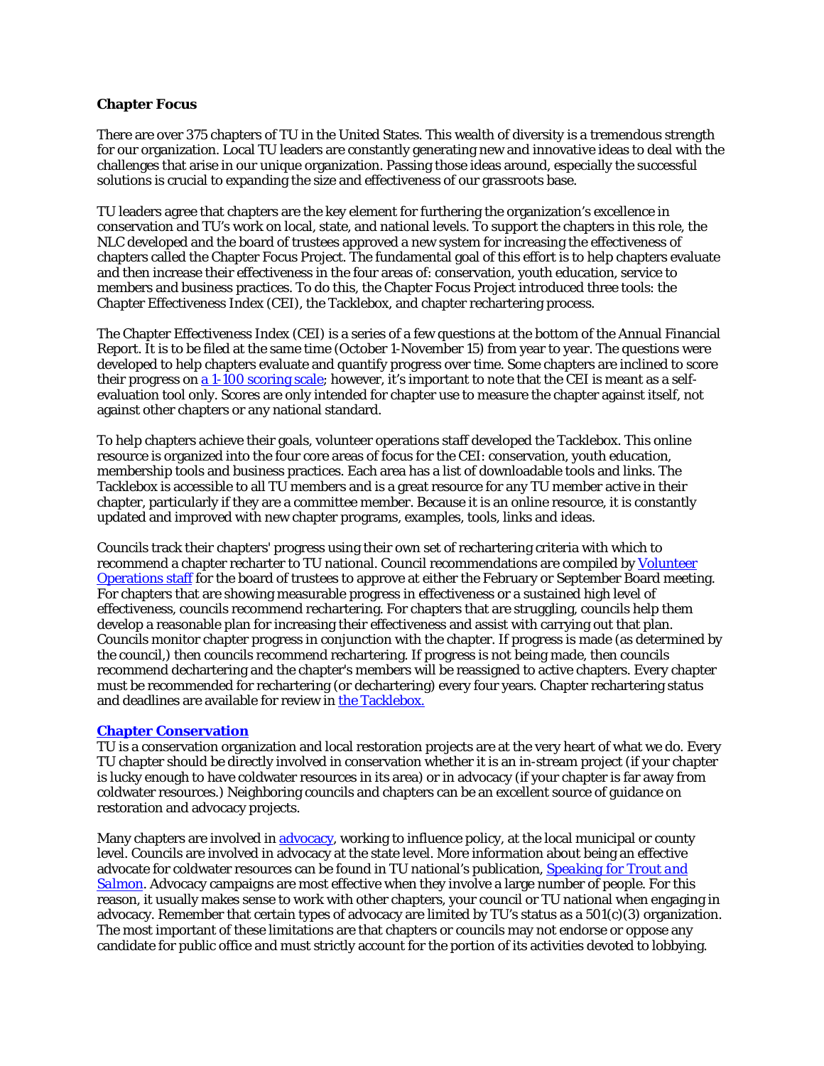**Chapter Focus**

There are over 375 chapters of TU in the United States. This wealth of diversity is a tremendous strength for our organization. Local TU leaders are constantly generating new and innovative ideas to deal with the challenges that arise in our unique organization. Passing those ideas around, especially the successful solutions is crucial to expanding the size and effectiveness of our grassroots base.

TU leaders agree that chapters are the key element for furthering the organization's excellence in conservation and TU's work on local, state, and national levels. To support the chapters in this role, the NLC developed and the board of trustees approved a new system for increasing the effectiveness of chapters called the Chapter Focus Project. The fundamental goal of this effort is to help chapters evaluate and then increase their effectiveness in the four areas of: conservation, youth education, service to members and business practices. To do this, the Chapter Focus Project introduced three tools: the Chapter Effectiveness Index (CEI), the Tacklebox, and chapter rechartering process.

The Chapter Effectiveness Index (CEI) is a series of a few questions at the bottom of the Annual Financial Report. It is to be filed at the same time (October 1-November 15) from year to year. The questions were developed to help chapters evaluate and quantify progress over time. Some chapters are inclined to score their progress on [a 1-100 scoring scale](); however, it's important to note that the CEI is meant as a self-evaluation tool only. Scores are only intended for chapter use to measure the chapter against itself, not against other chapters or any national standard.

To help chapters achieve their goals, volunteer operations staff developed the Tacklebox. This online resource is organized into the four core areas of focus for the CEI: conservation, youth education, membership tools and business practices. Each area has a list of downloadable tools and links. The Tacklebox is accessible to all TU members and is a great resource for any TU member active in their chapter, particularly if they are a committee member. Because it is an online resource, it is constantly updated and improved with new chapter programs, examples, tools, links and ideas.

Councils track their chapters' progress using their own set of rechartering criteria with which to recommend a chapter recharter to TU national. Council recommendations are compiled by [Volunteer Operations staff]() for the board of trustees to approve at either the February or September Board meeting. For chapters that are showing measurable progress in effectiveness or a sustained high level of effectiveness, councils recommend rechartering. For chapters that are struggling, councils help them develop a reasonable plan for increasing their effectiveness and assist with carrying out that plan. Councils monitor chapter progress in conjunction with the chapter. If progress is made (as determined by the council,) then councils recommend rechartering. If progress is not being made, then councils recommend dechartering and the chapter's members will be reassigned to active chapters. Every chapter must be recommended for rechartering (or dechartering) every four years. Chapter rechartering status and deadlines are available for review in [the Tacklebox.]()

**[Chapter Conservation]()**

TU is a conservation organization and local restoration projects are at the very heart of what we do. Every TU chapter should be directly involved in conservation whether it is an in-stream project (if your chapter is lucky enough to have coldwater resources in its area) or in advocacy (if your chapter is far away from coldwater resources.) Neighboring councils and chapters can be an excellent source of guidance on restoration and advocacy projects.

Many chapters are involved in [advocacy](), working to influence policy, at the local municipal or county level. Councils are involved in advocacy at the state level. More information about being an effective advocate for coldwater resources can be found in TU national's publication, [*Speaking for Trout and Salmon*](). Advocacy campaigns are most effective when they involve a large number of people. For this reason, it usually makes sense to work with other chapters, your council or TU national when engaging in advocacy. Remember that certain types of advocacy are limited by TU's status as a 501(c)(3) organization. The most important of these limitations are that chapters or councils may not endorse or oppose any candidate for public office and must strictly account for the portion of its activities devoted to lobbying.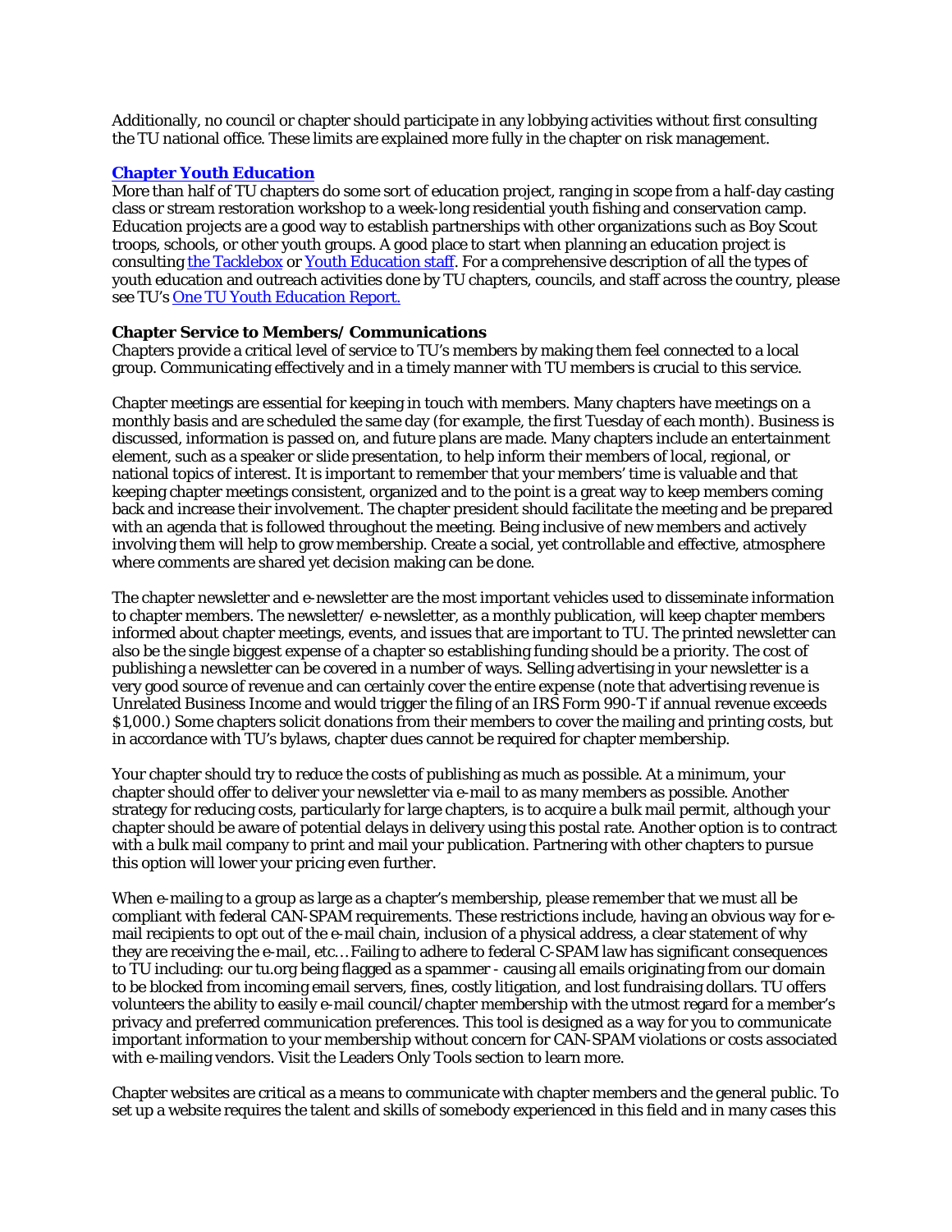Additionally, no council or chapter should participate in any lobbying activities without first consulting the TU national office. These limits are explained more fully in the chapter on risk management.

### [Chapter Youth Education]

More than half of TU chapters do some sort of education project, ranging in scope from a half-day casting class or stream restoration workshop to a week-long residential youth fishing and conservation camp. Education projects are a good way to establish partnerships with other organizations such as Boy Scout troops, schools, or other youth groups. A good place to start when planning an education project is consulting the Tacklebox or Youth Education staff. For a comprehensive description of all the types of youth education and outreach activities done by TU chapters, councils, and staff across the country, please see TU's One TU Youth Education Report.

### Chapter Service to Members/ Communications

Chapters provide a critical level of service to TU's members by making them feel connected to a local group. Communicating effectively and in a timely manner with TU members is crucial to this service.

Chapter meetings are essential for keeping in touch with members. Many chapters have meetings on a monthly basis and are scheduled the same day (for example, the first Tuesday of each month). Business is discussed, information is passed on, and future plans are made. Many chapters include an entertainment element, such as a speaker or slide presentation, to help inform their members of local, regional, or national topics of interest. It is important to remember that your members' time is valuable and that keeping chapter meetings consistent, organized and to the point is a great way to keep members coming back and increase their involvement. The chapter president should facilitate the meeting and be prepared with an agenda that is followed throughout the meeting. Being inclusive of new members and actively involving them will help to grow membership. Create a social, yet controllable and effective, atmosphere where comments are shared yet decision making can be done.

The chapter newsletter and e-newsletter are the most important vehicles used to disseminate information to chapter members. The newsletter/ e-newsletter, as a monthly publication, will keep chapter members informed about chapter meetings, events, and issues that are important to TU. The printed newsletter can also be the single biggest expense of a chapter so establishing funding should be a priority. The cost of publishing a newsletter can be covered in a number of ways. Selling advertising in your newsletter is a very good source of revenue and can certainly cover the entire expense (note that advertising revenue is Unrelated Business Income and would trigger the filing of an IRS Form 990-T if annual revenue exceeds $1,000.) Some chapters solicit donations from their members to cover the mailing and printing costs, but in accordance with TU's bylaws, chapter dues cannot be required for chapter membership.

Your chapter should try to reduce the costs of publishing as much as possible. At a minimum, your chapter should offer to deliver your newsletter via e-mail to as many members as possible. Another strategy for reducing costs, particularly for large chapters, is to acquire a bulk mail permit, although your chapter should be aware of potential delays in delivery using this postal rate. Another option is to contract with a bulk mail company to print and mail your publication. Partnering with other chapters to pursue this option will lower your pricing even further.

When e-mailing to a group as large as a chapter's membership, please remember that we must all be compliant with federal CAN-SPAM requirements. These restrictions include, having an obvious way for e-mail recipients to opt out of the e-mail chain, inclusion of a physical address, a clear statement of why they are receiving the e-mail, etc… Failing to adhere to federal C-SPAM law has significant consequences to TU including: our tu.org being flagged as a spammer - causing all emails originating from our domain to be blocked from incoming email servers, fines, costly litigation, and lost fundraising dollars. TU offers volunteers the ability to easily e-mail council/chapter membership with the utmost regard for a member's privacy and preferred communication preferences. This tool is designed as a way for you to communicate important information to your membership without concern for CAN-SPAM violations or costs associated with e-mailing vendors. Visit the Leaders Only Tools section to learn more.

Chapter websites are critical as a means to communicate with chapter members and the general public. To set up a website requires the talent and skills of somebody experienced in this field and in many cases this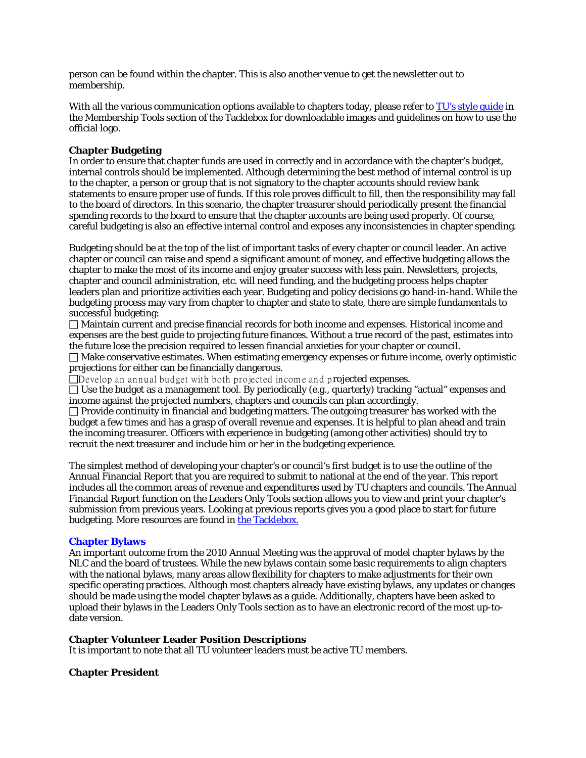person can be found within the chapter. This is also another venue to get the newsletter out to membership.

With all the various communication options available to chapters today, please refer to [TU's style guide](#) in the Membership Tools section of the Tacklebox for downloadable images and guidelines on how to use the official logo.

**Chapter Budgeting**

In order to ensure that chapter funds are used in correctly and in accordance with the chapter's budget, internal controls should be implemented. Although determining the best method of internal control is up to the chapter, a person or group that is not signatory to the chapter accounts should review bank statements to ensure proper use of funds. If this role proves difficult to fill, then the responsibility may fall to the board of directors. In this scenario, the chapter treasurer should periodically present the financial spending records to the board to ensure that the chapter accounts are being used properly. Of course, careful budgeting is also an effective internal control and exposes any inconsistencies in chapter spending.

Budgeting should be at the top of the list of important tasks of every chapter or council leader. An active chapter or council can raise and spend a significant amount of money, and effective budgeting allows the chapter to make the most of its income and enjoy greater success with less pain. Newsletters, projects, chapter and council administration, etc. will need funding, and the budgeting process helps chapter leaders plan and prioritize activities each year. Budgeting and policy decisions go hand-in-hand. While the budgeting process may vary from chapter to chapter and state to state, there are simple fundamentals to successful budgeting:

- Maintain current and precise financial records for both income and expenses. Historical income and expenses are the best guide to projecting future finances. Without a true record of the past, estimates into the future lose the precision required to lessen financial anxieties for your chapter or council.
- Make conservative estimates. When estimating emergency expenses or future income, overly optimistic projections for either can be financially dangerous.
- Develop an annual budget with both projected income and projected expenses.
- Use the budget as a management tool. By periodically (e.g., quarterly) tracking "actual" expenses and income against the projected numbers, chapters and councils can plan accordingly.
- Provide continuity in financial and budgeting matters. The outgoing treasurer has worked with the budget a few times and has a grasp of overall revenue and expenses. It is helpful to plan ahead and train the incoming treasurer. Officers with experience in budgeting (among other activities) should try to recruit the next treasurer and include him or her in the budgeting experience.

The simplest method of developing your chapter's or council's first budget is to use the outline of the Annual Financial Report that you are required to submit to national at the end of the year. This report includes all the common areas of revenue and expenditures used by TU chapters and councils. The Annual Financial Report function on the Leaders Only Tools section allows you to view and print your chapter's submission from previous years. Looking at previous reports gives you a good place to start for future budgeting. More resources are found in [the Tacklebox.](#)

**[Chapter Bylaws](#)**

An important outcome from the 2010 Annual Meeting was the approval of model chapter bylaws by the NLC and the board of trustees. While the new bylaws contain some basic requirements to align chapters with the national bylaws, many areas allow flexibility for chapters to make adjustments for their own specific operating practices. Although most chapters already have existing bylaws, any updates or changes should be made using the model chapter bylaws as a guide. Additionally, chapters have been asked to upload their bylaws in the Leaders Only Tools section as to have an electronic record of the most up-to-date version.

**Chapter Volunteer Leader Position Descriptions**

It is important to note that all TU volunteer leaders must be active TU members.

**Chapter President**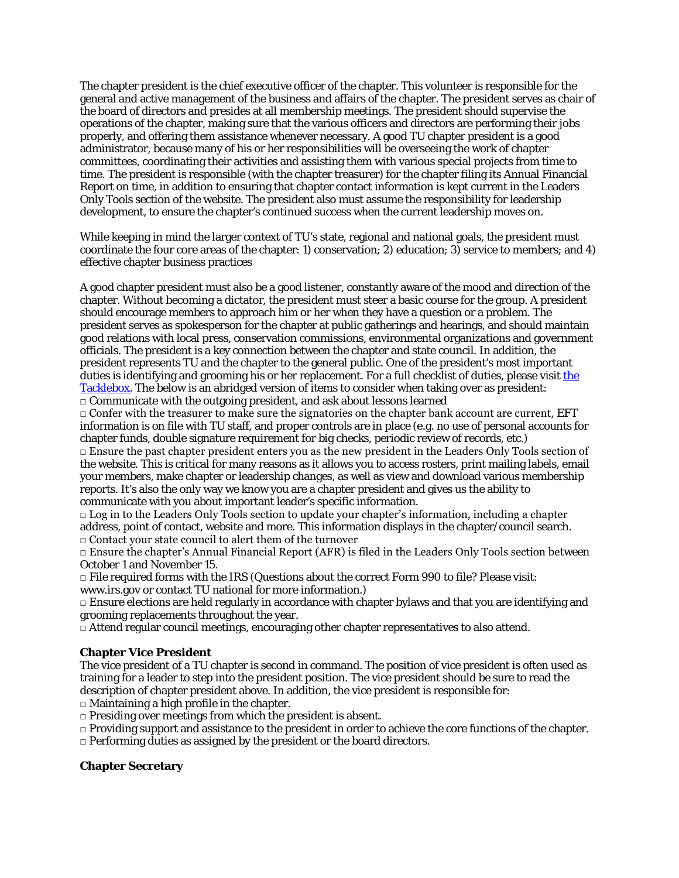The chapter president is the chief executive officer of the chapter. This volunteer is responsible for the general and active management of the business and affairs of the chapter. The president serves as chair of the board of directors and presides at all membership meetings. The president should supervise the operations of the chapter, making sure that the various officers and directors are performing their jobs properly, and offering them assistance whenever necessary. A good TU chapter president is a good administrator, because many of his or her responsibilities will be overseeing the work of chapter committees, coordinating their activities and assisting them with various special projects from time to time. The president is responsible (with the chapter treasurer) for the chapter filing its Annual Financial Report on time, in addition to ensuring that chapter contact information is kept current in the Leaders Only Tools section of the website. The president also must assume the responsibility for leadership development, to ensure the chapter's continued success when the current leadership moves on.

While keeping in mind the larger context of TU's state, regional and national goals, the president must coordinate the four core areas of the chapter: 1) conservation; 2) education; 3) service to members; and 4) effective chapter business practices

A good chapter president must also be a good listener, constantly aware of the mood and direction of the chapter. Without becoming a dictator, the president must steer a basic course for the group. A president should encourage members to approach him or her when they have a question or a problem. The president serves as spokesperson for the chapter at public gatherings and hearings, and should maintain good relations with local press, conservation commissions, environmental organizations and government officials. The president is a key connection between the chapter and state council. In addition, the president represents TU and the chapter to the general public. One of the president's most important duties is identifying and grooming his or her replacement. For a full checklist of duties, please visit [the Tacklebox.](#) The below is an abridged version of items to consider when taking over as president:

- □ Communicate with the outgoing president, and ask about lessons learned
- □ Confer with the treasurer to make sure the signatories on the chapter bank account are current, EFT information is on file with TU staff, and proper controls are in place (e.g. no use of personal accounts for chapter funds, double signature requirement for big checks, periodic review of records, etc.)
- □ Ensure the past chapter president enters you as the new president in the Leaders Only Tools section of the website. This is critical for many reasons as it allows you to access rosters, print mailing labels, email your members, make chapter or leadership changes, as well as view and download various membership reports. It's also the only way we know you are a chapter president and gives us the ability to communicate with you about important leader's specific information.
- □ Log in to the Leaders Only Tools section to update your chapter's information, including a chapter address, point of contact, website and more. This information displays in the chapter/council search.
- □ Contact your state council to alert them of the turnover
- □ Ensure the chapter's Annual Financial Report (AFR) is filed in the Leaders Only Tools section between October 1 and November 15.
- □ File required forms with the IRS (Questions about the correct Form 990 to file? Please visit: www.irs.gov or contact TU national for more information.)
- □ Ensure elections are held regularly in accordance with chapter bylaws and that you are identifying and grooming replacements throughout the year.
- □ Attend regular council meetings, encouraging other chapter representatives to also attend.

**Chapter Vice President**

The vice president of a TU chapter is second in command. The position of vice president is often used as training for a leader to step into the president position. The vice president should be sure to read the description of chapter president above. In addition, the vice president is responsible for:

- □ Maintaining a high profile in the chapter.
- □ Presiding over meetings from which the president is absent.
- □ Providing support and assistance to the president in order to achieve the core functions of the chapter.
- □ Performing duties as assigned by the president or the board directors.

**Chapter Secretary**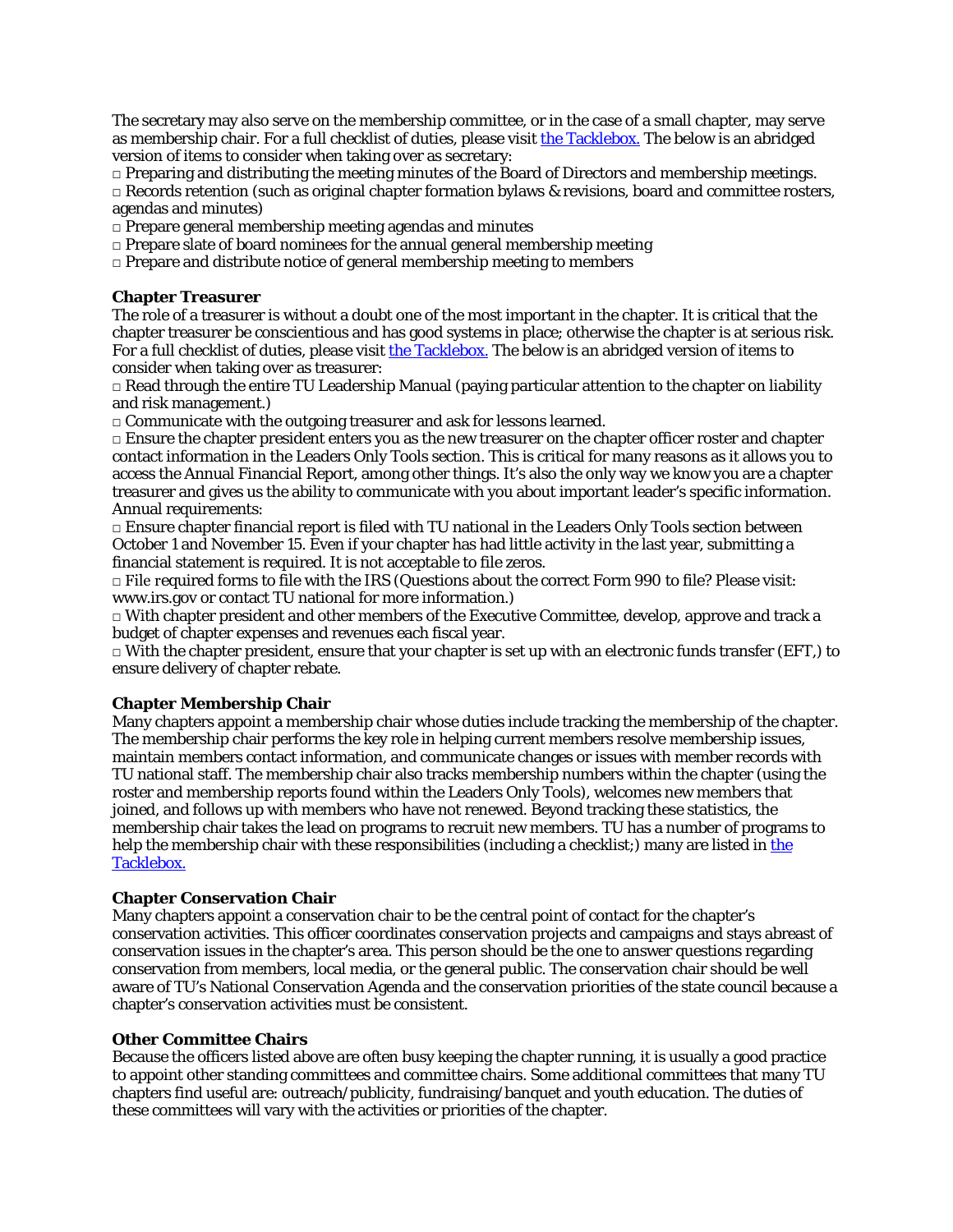The secretary may also serve on the membership committee, or in the case of a small chapter, may serve as membership chair. For a full checklist of duties, please visit [the Tacklebox.](#) The below is an abridged version of items to consider when taking over as secretary:

□ Preparing and distributing the meeting minutes of the Board of Directors and membership meetings.
□ Records retention (such as original chapter formation bylaws & revisions, board and committee rosters, agendas and minutes)
□ Prepare general membership meeting agendas and minutes
□ Prepare slate of board nominees for the annual general membership meeting
□ Prepare and distribute notice of general membership meeting to members

**Chapter Treasurer**

The role of a treasurer is without a doubt one of the most important in the chapter. It is critical that the chapter treasurer be conscientious and has good systems in place; otherwise the chapter is at serious risk. For a full checklist of duties, please visit [the Tacklebox.](#) The below is an abridged version of items to consider when taking over as treasurer:

□ Read through the entire TU Leadership Manual (paying particular attention to the chapter on liability and risk management.)
□ Communicate with the outgoing treasurer and ask for lessons learned.
□ Ensure the chapter president enters you as the new treasurer on the chapter officer roster and chapter contact information in the Leaders Only Tools section. This is critical for many reasons as it allows you to access the Annual Financial Report, among other things. It's also the only way we know you are a chapter treasurer and gives us the ability to communicate with you about important leader's specific information.

Annual requirements:

□ Ensure chapter financial report is filed with TU national in the Leaders Only Tools section between October 1 and November 15. Even if your chapter has had little activity in the last year, submitting a financial statement is required. It is not acceptable to file zeros.
□ File required forms to file with the IRS (Questions about the correct Form 990 to file? Please visit: www.irs.gov or contact TU national for more information.)
□ With chapter president and other members of the Executive Committee, develop, approve and track a budget of chapter expenses and revenues each fiscal year.
□ With the chapter president, ensure that your chapter is set up with an electronic funds transfer (EFT,) to ensure delivery of chapter rebate.

**Chapter Membership Chair**

Many chapters appoint a membership chair whose duties include tracking the membership of the chapter. The membership chair performs the key role in helping current members resolve membership issues, maintain members contact information, and communicate changes or issues with member records with TU national staff. The membership chair also tracks membership numbers within the chapter (using the roster and membership reports found within the Leaders Only Tools), welcomes new members that joined, and follows up with members who have not renewed. Beyond tracking these statistics, the membership chair takes the lead on programs to recruit new members. TU has a number of programs to help the membership chair with these responsibilities (including a checklist;) many are listed in [the Tacklebox.](#)

**Chapter Conservation Chair**

Many chapters appoint a conservation chair to be the central point of contact for the chapter's conservation activities. This officer coordinates conservation projects and campaigns and stays abreast of conservation issues in the chapter's area. This person should be the one to answer questions regarding conservation from members, local media, or the general public. The conservation chair should be well aware of TU's National Conservation Agenda and the conservation priorities of the state council because a chapter's conservation activities must be consistent.

**Other Committee Chairs**

Because the officers listed above are often busy keeping the chapter running, it is usually a good practice to appoint other standing committees and committee chairs. Some additional committees that many TU chapters find useful are: outreach/publicity, fundraising/banquet and youth education. The duties of these committees will vary with the activities or priorities of the chapter.